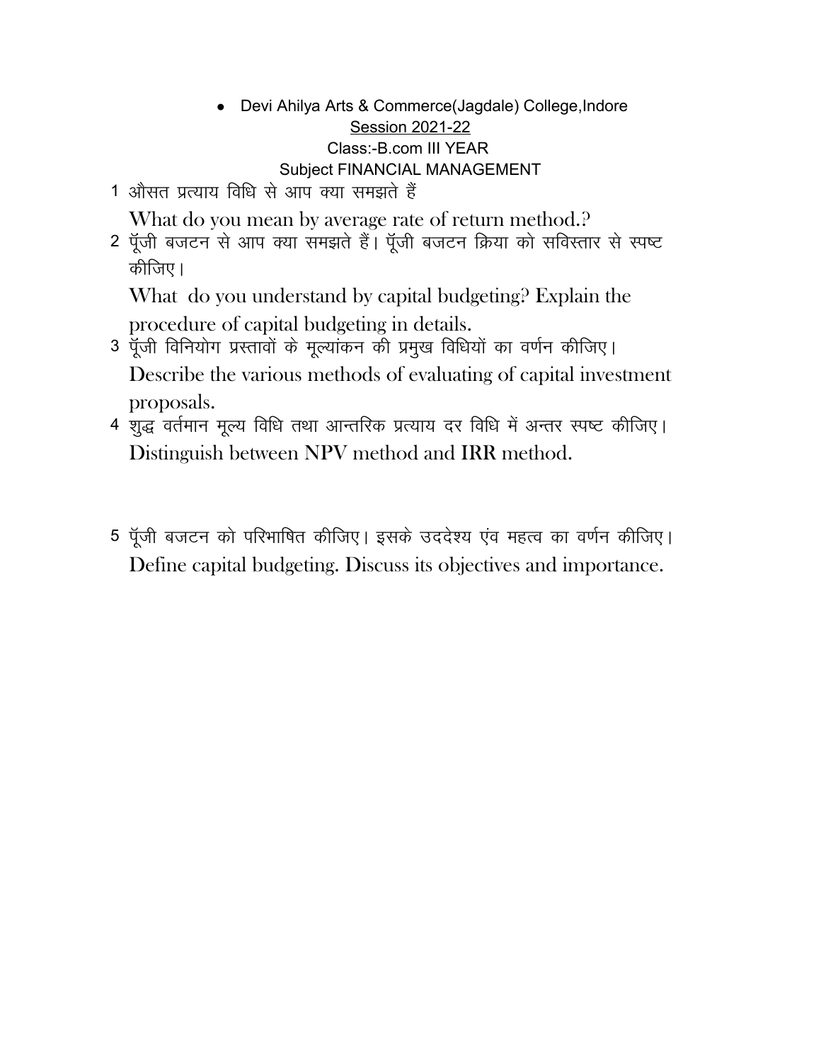- Devi Ahilya Arts & Commerce(Jagdale) College,Indore

Session 2021-22

Class:-B.com III YEAR

Subject FINANCIAL MANAGEMENT

1. औसत प्रत्याय विधि से आप क्या समझते हैं

   What do you mean by average rate of return method.?

2. पूँजी बजटन से आप क्या समझते हैं। पूँजी बजटन क्रिया को सविस्तार से स्पष्ट कीजिए।

   What do you understand by capital budgeting? Explain the procedure of capital budgeting in details.

3. पूँजी विनियोग प्रस्तावों के मूल्यांकन की प्रमुख विधियों का वर्णन कीजिए।

   Describe the various methods of evaluating of capital investment proposals.

4. शुद्ध वर्तमान मूल्य विधि तथा आन्तरिक प्रत्याय दर विधि में अन्तर स्पष्ट कीजिए।

   Distinguish between NPV method and IRR method.

5. पूँजी बजटन को परिभाषित कीजिए। इसके उददेश्य एंव महत्व का वर्णन कीजिए।

   Define capital budgeting. Discuss its objectives and importance.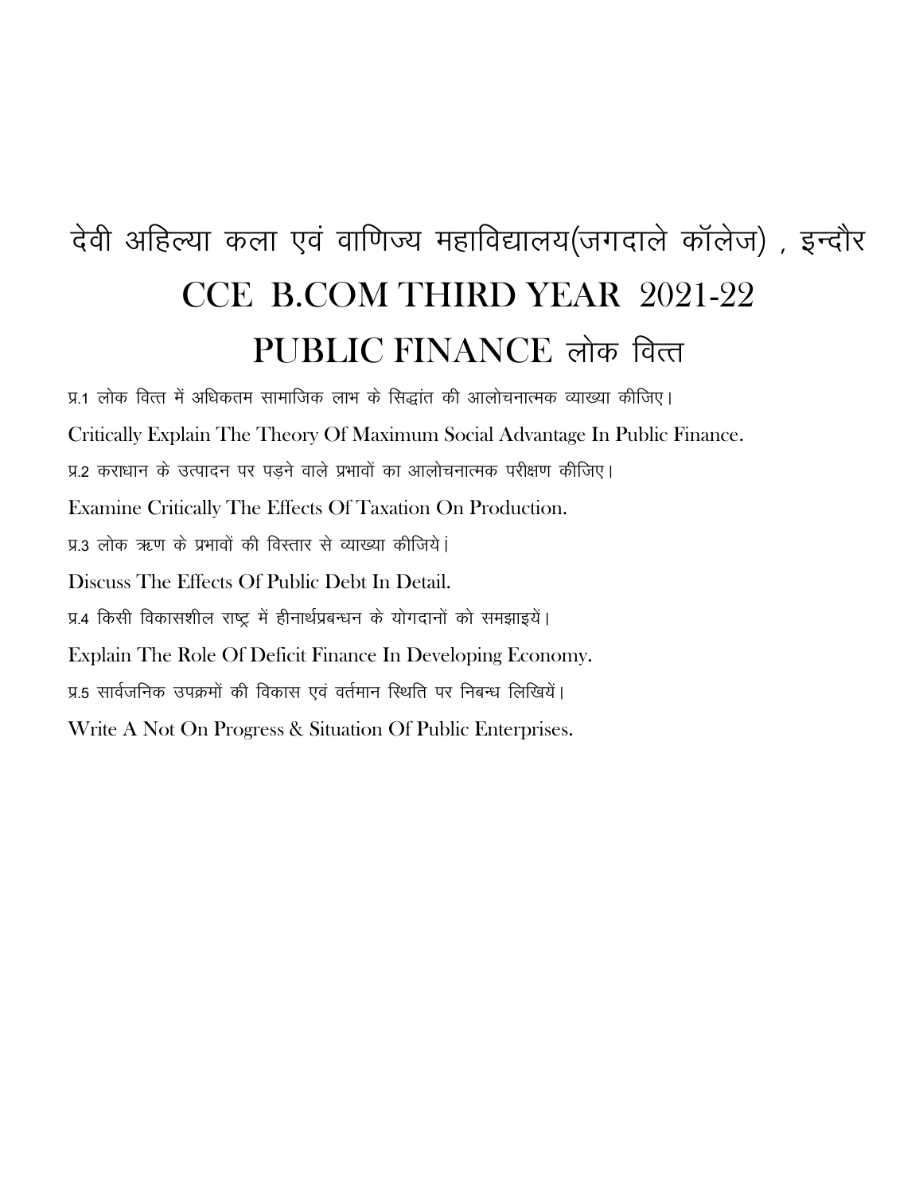# देवी अहिल्या कला एवं वाणिज्य महाविद्यालय(जगदाले कॉलेज) , इन्दौर

# CCE B.COM THIRD YEAR 2021-22

# PUBLIC FINANCE लोक वित्त

प्र.1 लोक वित्त में अधिकतम सामाजिक लाभ के सिद्धांत की आलोचनात्मक व्याख्या कीजिए।

Critically Explain The Theory Of Maximum Social Advantage In Public Finance.

प्र.2 कराधान के उत्पादन पर पड़ने वाले प्रभावों का आलोचनात्मक परीक्षण कीजिए।

Examine Critically The Effects Of Taxation On Production.

प्र.3 लोक ऋण के प्रभावों की विस्तार से व्याख्या कीजिये।

Discuss The Effects Of Public Debt In Detail.

प्र.4 किसी विकासशील राष्ट्र में हीनार्थप्रबन्धन के योगदानों को समझाइयें।

Explain The Role Of Deficit Finance In Developing Economy.

प्र.5 सार्वजनिक उपक्रमों की विकास एवं वर्तमान स्थिति पर निबन्ध लिखियें।

Write A Not On Progress & Situation Of Public Enterprises.